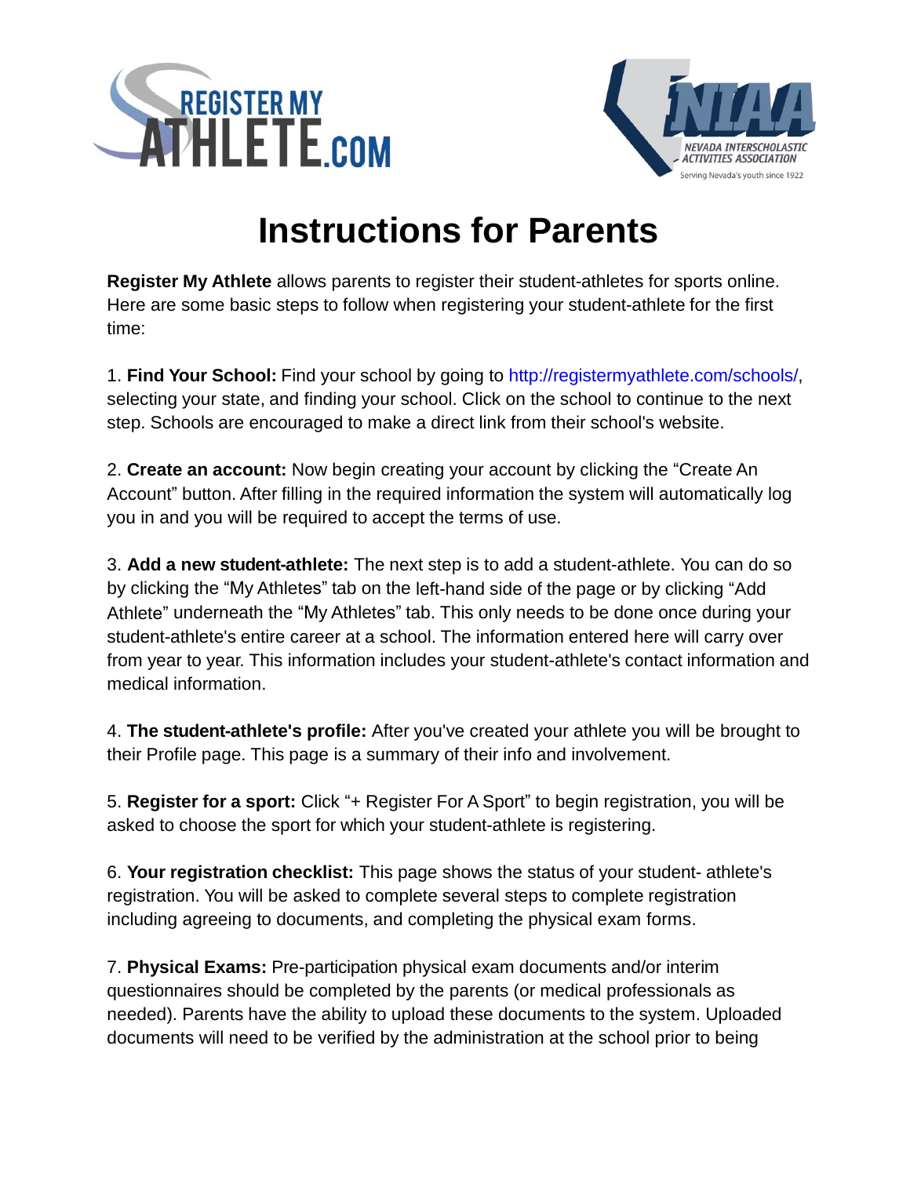# Instructions for Parents

**Register My Athlete** allows parents to register their student-athletes for sports online. Here are some basic steps to follow when registering your student-athlete for the first time:

1. **Find Your School:** Find your school by going to http://registermyathlete.com/schools/, selecting your state, and finding your school. Click on the school to continue to the next step. Schools are encouraged to make a direct link from their school's website.

2. **Create an account:** Now begin creating your account by clicking the "Create An Account" button. After filling in the required information the system will automatically log you in and you will be required to accept the terms of use.

3. **Add a new student-athlete:** The next step is to add a student-athlete. You can do so by clicking the "My Athletes" tab on the left-hand side of the page or by clicking "Add Athlete" underneath the "My Athletes" tab. This only needs to be done once during your student-athlete's entire career at a school. The information entered here will carry over from year to year. This information includes your student-athlete's contact information and medical information.

4. **The student-athlete's profile:** After you've created your athlete you will be brought to their Profile page. This page is a summary of their info and involvement.

5. **Register for a sport:** Click "+ Register For A Sport" to begin registration, you will be asked to choose the sport for which your student-athlete is registering.

6. **Your registration checklist:** This page shows the status of your student- athlete's registration. You will be asked to complete several steps to complete registration including agreeing to documents, and completing the physical exam forms.

7. **Physical Exams:** Pre-participation physical exam documents and/or interim questionnaires should be completed by the parents (or medical professionals as needed). Parents have the ability to upload these documents to the system. Uploaded documents will need to be verified by the administration at the school prior to being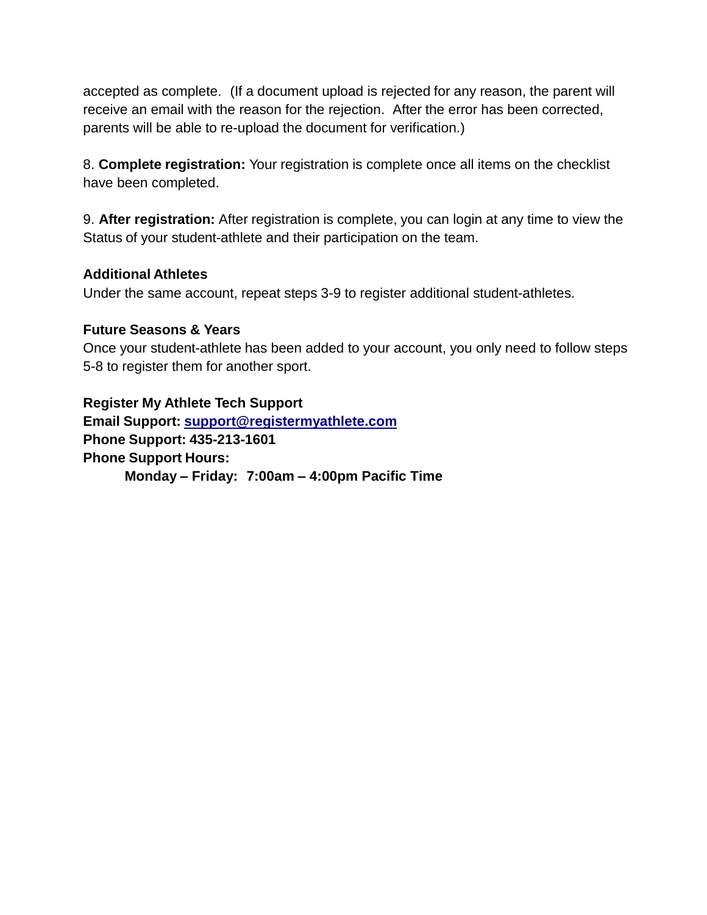accepted as complete. (If a document upload is rejected for any reason, the parent will receive an email with the reason for the rejection. After the error has been corrected, parents will be able to re-upload the document for verification.)

8. **Complete registration:** Your registration is complete once all items on the checklist have been completed.

9. **After registration:** After registration is complete, you can login at any time to view the Status of your student-athlete and their participation on the team.

**Additional Athletes**
Under the same account, repeat steps 3-9 to register additional student-athletes.

**Future Seasons & Years**
Once your student-athlete has been added to your account, you only need to follow steps 5-8 to register them for another sport.

**Register My Athlete Tech Support**
**Email Support: support@registermyathlete.com**
**Phone Support: 435-213-1601**
**Phone Support Hours:**
**Monday – Friday: 7:00am – 4:00pm Pacific Time**